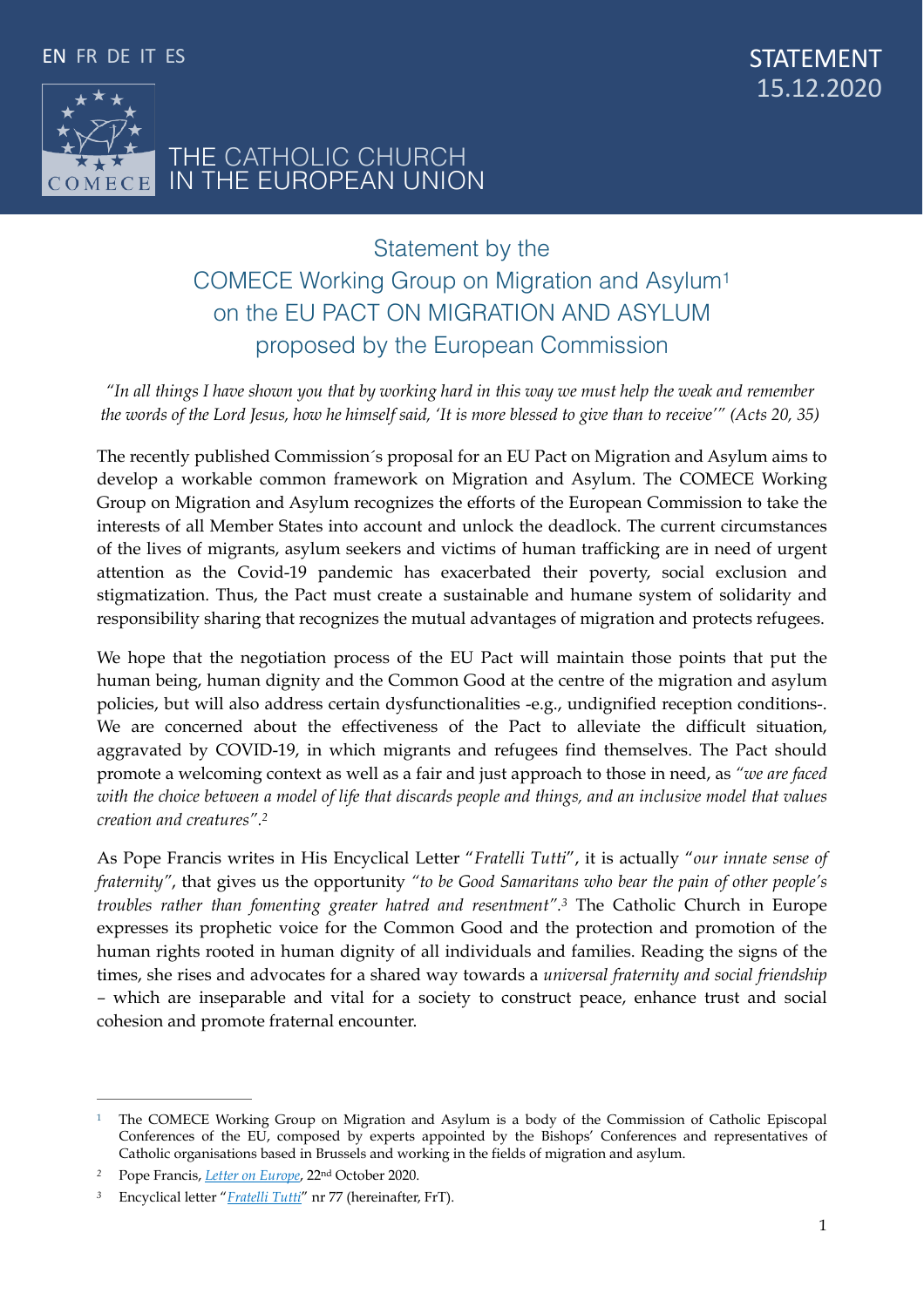EN FR DE IT ES

STATEMENT
15.12.2020

THE CATHOLIC CHURCH
IN THE EUROPEAN UNION

# Statement by the COMECE Working Group on Migration and Asylum[1] on the EU PACT ON MIGRATION AND ASYLUM proposed by the European Commission

*"In all things I have shown you that by working hard in this way we must help the weak and remember the words of the Lord Jesus, how he himself said, 'It is more blessed to give than to receive'" (Acts 20, 35)*

The recently published Commission´s proposal for an EU Pact on Migration and Asylum aims to develop a workable common framework on Migration and Asylum. The COMECE Working Group on Migration and Asylum recognizes the efforts of the European Commission to take the interests of all Member States into account and unlock the deadlock. The current circumstances of the lives of migrants, asylum seekers and victims of human trafficking are in need of urgent attention as the Covid-19 pandemic has exacerbated their poverty, social exclusion and stigmatization. Thus, the Pact must create a sustainable and humane system of solidarity and responsibility sharing that recognizes the mutual advantages of migration and protects refugees.

We hope that the negotiation process of the EU Pact will maintain those points that put the human being, human dignity and the Common Good at the centre of the migration and asylum policies, but will also address certain dysfunctionalities -e.g., undignified reception conditions-. We are concerned about the effectiveness of the Pact to alleviate the difficult situation, aggravated by COVID-19, in which migrants and refugees find themselves. The Pact should promote a welcoming context as well as a fair and just approach to those in need, as *"we are faced with the choice between a model of life that discards people and things, and an inclusive model that values creation and creatures"*.[2]

As Pope Francis writes in His Encyclical Letter "*Fratelli Tutti*", it is actually "*our innate sense of fraternity"*, that gives us the opportunity *"to be Good Samaritans who bear the pain of other people's troubles rather than fomenting greater hatred and resentment"*.[3] The Catholic Church in Europe expresses its prophetic voice for the Common Good and the protection and promotion of the human rights rooted in human dignity of all individuals and families. Reading the signs of the times, she rises and advocates for a shared way towards a *universal fraternity and social friendship* – which are inseparable and vital for a society to construct peace, enhance trust and social cohesion and promote fraternal encounter.

---

[1] The COMECE Working Group on Migration and Asylum is a body of the Commission of Catholic Episcopal Conferences of the EU, composed by experts appointed by the Bishops' Conferences and representatives of Catholic organisations based in Brussels and working in the fields of migration and asylum.

[2] Pope Francis, *Letter on Europe*, 22nd October 2020.

[3] Encyclical letter "*Fratelli Tutti*" nr 77 (hereinafter, FrT).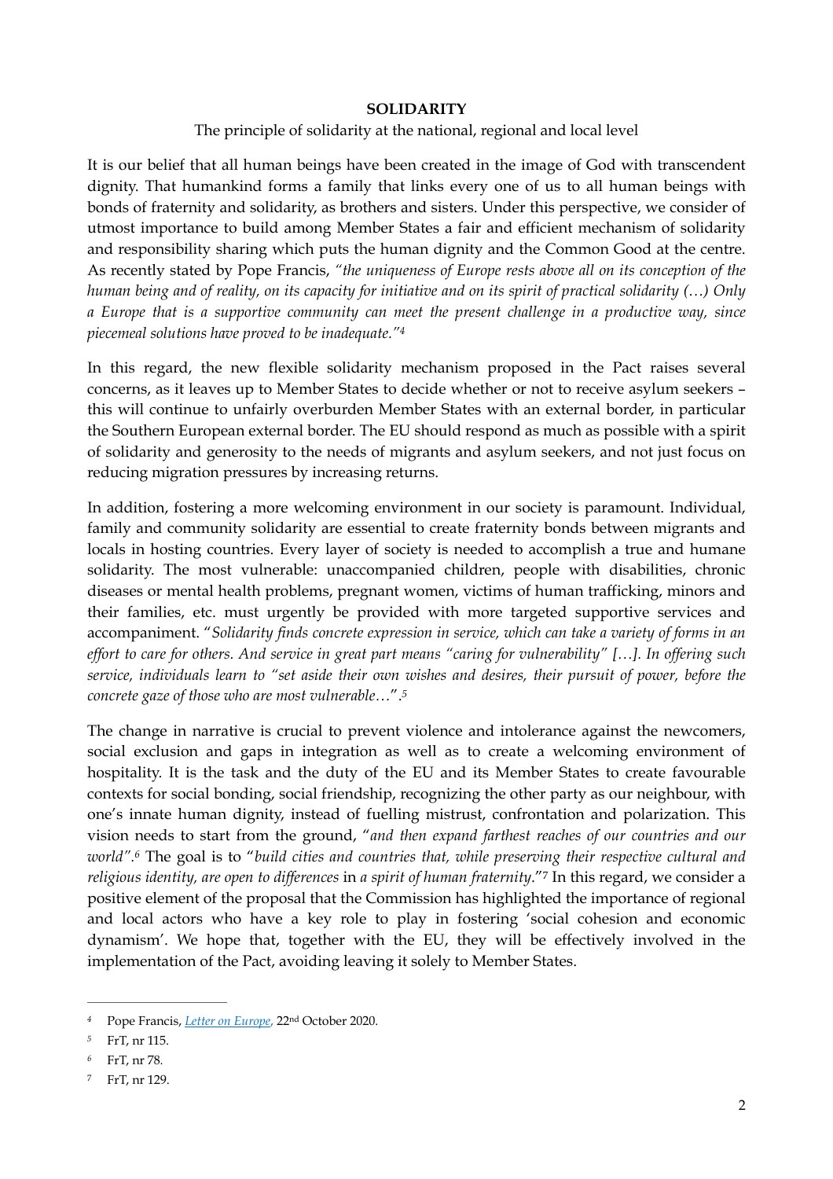**SOLIDARITY**

The principle of solidarity at the national, regional and local level

It is our belief that all human beings have been created in the image of God with transcendent dignity. That humankind forms a family that links every one of us to all human beings with bonds of fraternity and solidarity, as brothers and sisters. Under this perspective, we consider of utmost importance to build among Member States a fair and efficient mechanism of solidarity and responsibility sharing which puts the human dignity and the Common Good at the centre. As recently stated by Pope Francis, *"the uniqueness of Europe rests above all on its conception of the human being and of reality, on its capacity for initiative and on its spirit of practical solidarity (…) Only a Europe that is a supportive community can meet the present challenge in a productive way, since piecemeal solutions have proved to be inadequate."*[4]

In this regard, the new flexible solidarity mechanism proposed in the Pact raises several concerns, as it leaves up to Member States to decide whether or not to receive asylum seekers – this will continue to unfairly overburden Member States with an external border, in particular the Southern European external border. The EU should respond as much as possible with a spirit of solidarity and generosity to the needs of migrants and asylum seekers, and not just focus on reducing migration pressures by increasing returns.

In addition, fostering a more welcoming environment in our society is paramount. Individual, family and community solidarity are essential to create fraternity bonds between migrants and locals in hosting countries. Every layer of society is needed to accomplish a true and humane solidarity. The most vulnerable: unaccompanied children, people with disabilities, chronic diseases or mental health problems, pregnant women, victims of human trafficking, minors and their families, etc. must urgently be provided with more targeted supportive services and accompaniment. "*Solidarity finds concrete expression in service, which can take a variety of forms in an effort to care for others. And service in great part means "caring for vulnerability" […]. In offering such service, individuals learn to "set aside their own wishes and desires, their pursuit of power, before the concrete gaze of those who are most vulnerable…*".[5]

The change in narrative is crucial to prevent violence and intolerance against the newcomers, social exclusion and gaps in integration as well as to create a welcoming environment of hospitality. It is the task and the duty of the EU and its Member States to create favourable contexts for social bonding, social friendship, recognizing the other party as our neighbour, with one's innate human dignity, instead of fuelling mistrust, confrontation and polarization. This vision needs to start from the ground, "*and then expand farthest reaches of our countries and our world*".[6] The goal is to "*build cities and countries that, while preserving their respective cultural and religious identity, are open to differences* in *a spirit of human fraternity*."[7] In this regard, we consider a positive element of the proposal that the Commission has highlighted the importance of regional and local actors who have a key role to play in fostering 'social cohesion and economic dynamism'. We hope that, together with the EU, they will be effectively involved in the implementation of the Pact, avoiding leaving it solely to Member States.

---

[4] Pope Francis, *Letter on Europe*, 22nd October 2020.

[5] FrT, nr 115.

[6] FrT, nr 78.

[7] FrT, nr 129.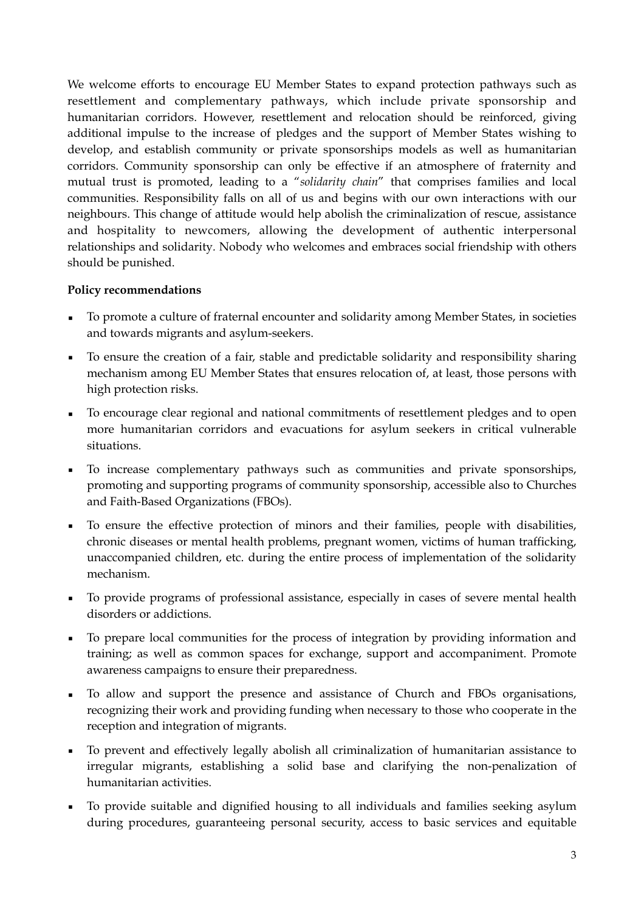We welcome efforts to encourage EU Member States to expand protection pathways such as resettlement and complementary pathways, which include private sponsorship and humanitarian corridors. However, resettlement and relocation should be reinforced, giving additional impulse to the increase of pledges and the support of Member States wishing to develop, and establish community or private sponsorships models as well as humanitarian corridors. Community sponsorship can only be effective if an atmosphere of fraternity and mutual trust is promoted, leading to a "*solidarity chain*" that comprises families and local communities. Responsibility falls on all of us and begins with our own interactions with our neighbours. This change of attitude would help abolish the criminalization of rescue, assistance and hospitality to newcomers, allowing the development of authentic interpersonal relationships and solidarity. Nobody who welcomes and embraces social friendship with others should be punished.

**Policy recommendations**

- To promote a culture of fraternal encounter and solidarity among Member States, in societies and towards migrants and asylum-seekers.
- To ensure the creation of a fair, stable and predictable solidarity and responsibility sharing mechanism among EU Member States that ensures relocation of, at least, those persons with high protection risks.
- To encourage clear regional and national commitments of resettlement pledges and to open more humanitarian corridors and evacuations for asylum seekers in critical vulnerable situations.
- To increase complementary pathways such as communities and private sponsorships, promoting and supporting programs of community sponsorship, accessible also to Churches and Faith-Based Organizations (FBOs).
- To ensure the effective protection of minors and their families, people with disabilities, chronic diseases or mental health problems, pregnant women, victims of human trafficking, unaccompanied children, etc. during the entire process of implementation of the solidarity mechanism.
- To provide programs of professional assistance, especially in cases of severe mental health disorders or addictions.
- To prepare local communities for the process of integration by providing information and training; as well as common spaces for exchange, support and accompaniment. Promote awareness campaigns to ensure their preparedness.
- To allow and support the presence and assistance of Church and FBOs organisations, recognizing their work and providing funding when necessary to those who cooperate in the reception and integration of migrants.
- To prevent and effectively legally abolish all criminalization of humanitarian assistance to irregular migrants, establishing a solid base and clarifying the non-penalization of humanitarian activities.
- To provide suitable and dignified housing to all individuals and families seeking asylum during procedures, guaranteeing personal security, access to basic services and equitable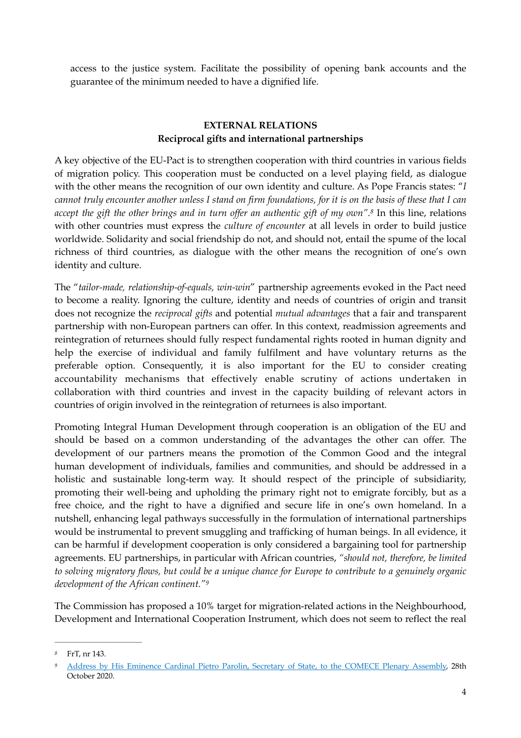access to the justice system. Facilitate the possibility of opening bank accounts and the guarantee of the minimum needed to have a dignified life.

## EXTERNAL RELATIONS

### Reciprocal gifts and international partnerships

A key objective of the EU-Pact is to strengthen cooperation with third countries in various fields of migration policy. This cooperation must be conducted on a level playing field, as dialogue with the other means the recognition of our own identity and culture. As Pope Francis states: "*I cannot truly encounter another unless I stand on firm foundations, for it is on the basis of these that I can accept the gift the other brings and in turn offer an authentic gift of my own*".[8] In this line, relations with other countries must express the *culture of encounter* at all levels in order to build justice worldwide. Solidarity and social friendship do not, and should not, entail the spume of the local richness of third countries, as dialogue with the other means the recognition of one's own identity and culture.

The "*tailor-made, relationship-of-equals, win-win*" partnership agreements evoked in the Pact need to become a reality. Ignoring the culture, identity and needs of countries of origin and transit does not recognize the *reciprocal gifts* and potential *mutual advantages* that a fair and transparent partnership with non-European partners can offer. In this context, readmission agreements and reintegration of returnees should fully respect fundamental rights rooted in human dignity and help the exercise of individual and family fulfilment and have voluntary returns as the preferable option. Consequently, it is also important for the EU to consider creating accountability mechanisms that effectively enable scrutiny of actions undertaken in collaboration with third countries and invest in the capacity building of relevant actors in countries of origin involved in the reintegration of returnees is also important.

Promoting Integral Human Development through cooperation is an obligation of the EU and should be based on a common understanding of the advantages the other can offer. The development of our partners means the promotion of the Common Good and the integral human development of individuals, families and communities, and should be addressed in a holistic and sustainable long-term way. It should respect of the principle of subsidiarity, promoting their well-being and upholding the primary right not to emigrate forcibly, but as a free choice, and the right to have a dignified and secure life in one's own homeland. In a nutshell, enhancing legal pathways successfully in the formulation of international partnerships would be instrumental to prevent smuggling and trafficking of human beings. In all evidence, it can be harmful if development cooperation is only considered a bargaining tool for partnership agreements. EU partnerships, in particular with African countries, *"should not, therefore, be limited to solving migratory flows, but could be a unique chance for Europe to contribute to a genuinely organic development of the African continent."*[9]

The Commission has proposed a 10% target for migration-related actions in the Neighbourhood, Development and International Cooperation Instrument, which does not seem to reflect the real

---

[8] FrT, nr 143.

[9] Address by His Eminence Cardinal Pietro Parolin, Secretary of State, to the COMECE Plenary Assembly, 28th October 2020.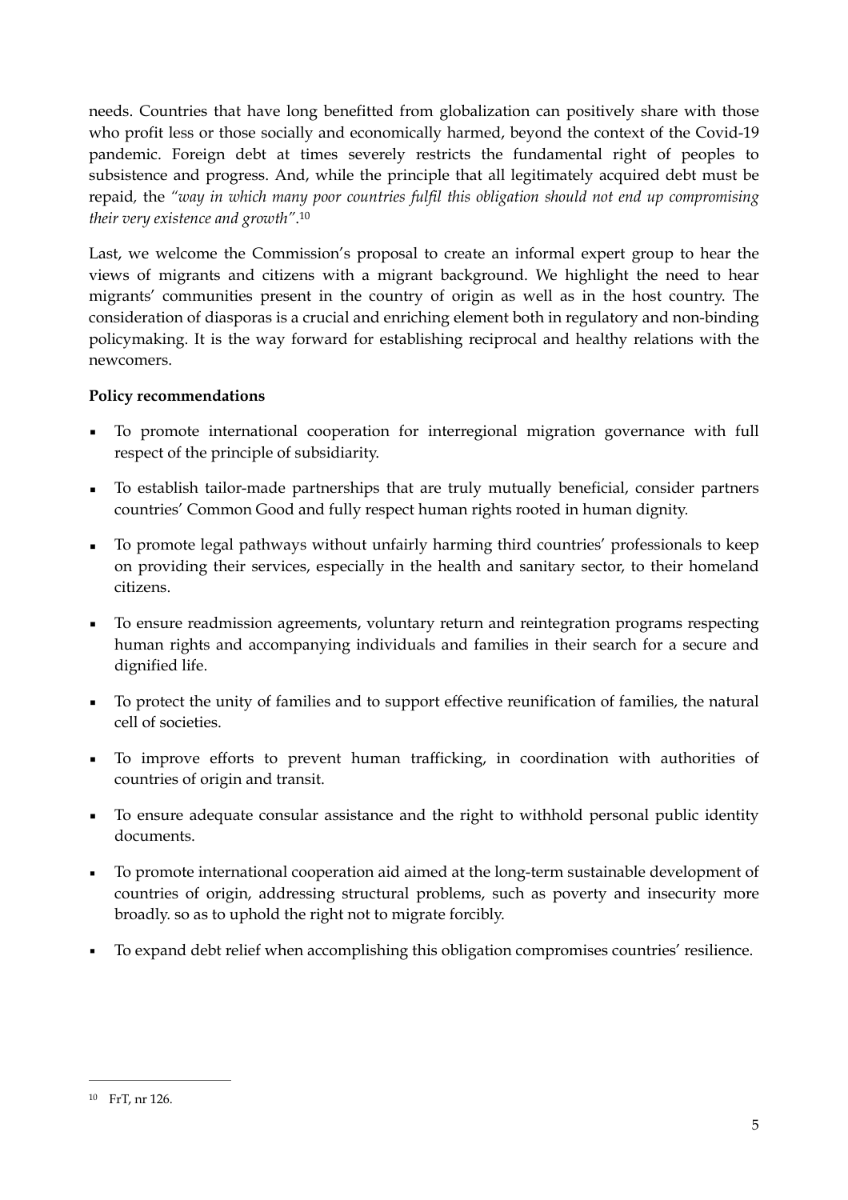needs. Countries that have long benefitted from globalization can positively share with those who profit less or those socially and economically harmed, beyond the context of the Covid-19 pandemic. Foreign debt at times severely restricts the fundamental right of peoples to subsistence and progress. And, while the principle that all legitimately acquired debt must be repaid, the *"way in which many poor countries fulfil this obligation should not end up compromising their very existence and growth"*.[10]

Last, we welcome the Commission's proposal to create an informal expert group to hear the views of migrants and citizens with a migrant background. We highlight the need to hear migrants' communities present in the country of origin as well as in the host country. The consideration of diasporas is a crucial and enriching element both in regulatory and non-binding policymaking. It is the way forward for establishing reciprocal and healthy relations with the newcomers.

**Policy recommendations**

- To promote international cooperation for interregional migration governance with full respect of the principle of subsidiarity.
- To establish tailor-made partnerships that are truly mutually beneficial, consider partners countries' Common Good and fully respect human rights rooted in human dignity.
- To promote legal pathways without unfairly harming third countries' professionals to keep on providing their services, especially in the health and sanitary sector, to their homeland citizens.
- To ensure readmission agreements, voluntary return and reintegration programs respecting human rights and accompanying individuals and families in their search for a secure and dignified life.
- To protect the unity of families and to support effective reunification of families, the natural cell of societies.
- To improve efforts to prevent human trafficking, in coordination with authorities of countries of origin and transit.
- To ensure adequate consular assistance and the right to withhold personal public identity documents.
- To promote international cooperation aid aimed at the long-term sustainable development of countries of origin, addressing structural problems, such as poverty and insecurity more broadly. so as to uphold the right not to migrate forcibly.
- To expand debt relief when accomplishing this obligation compromises countries' resilience.

[10] FrT, nr 126.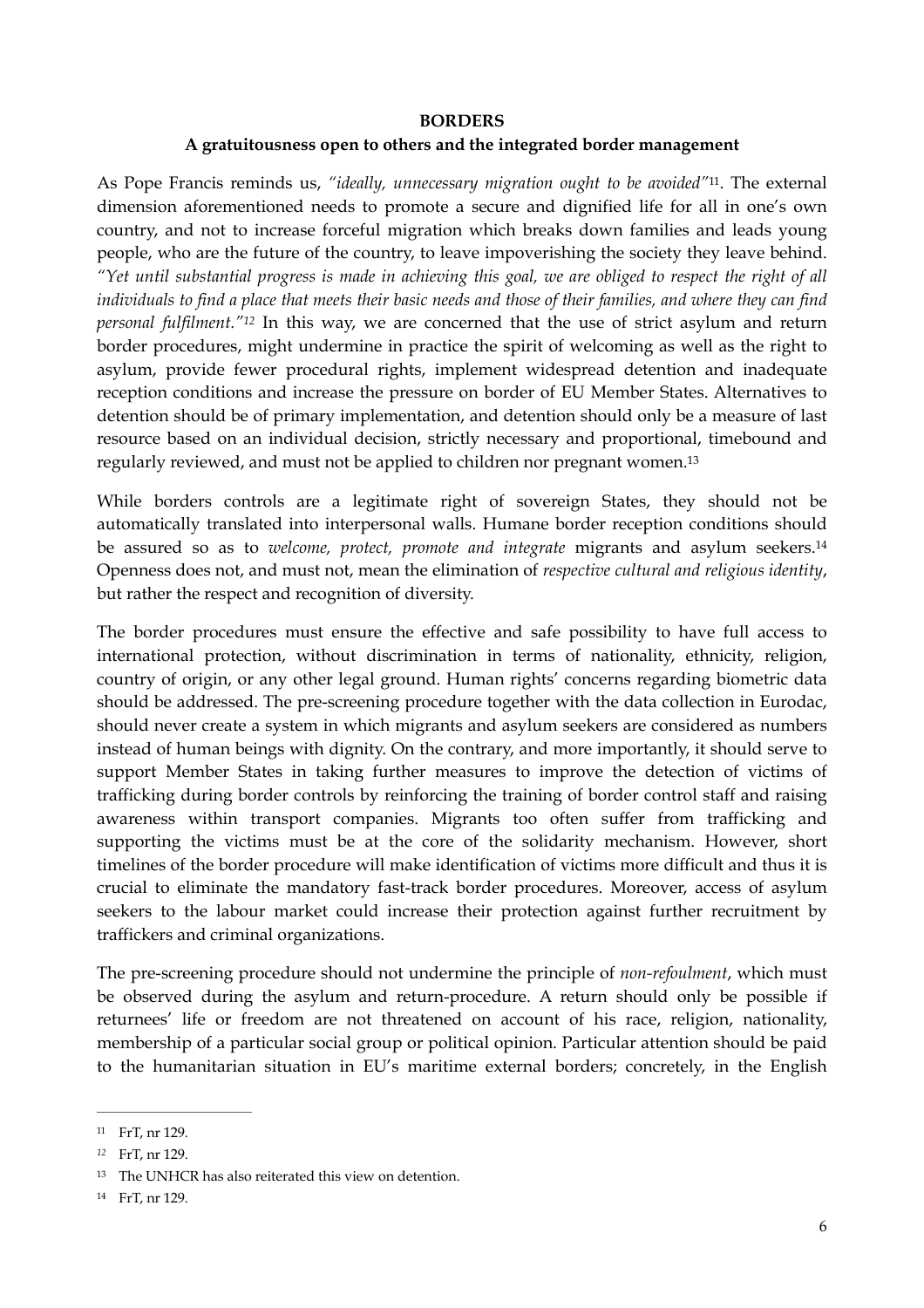**BORDERS**

**A gratuitousness open to others and the integrated border management**

As Pope Francis reminds us, *"ideally, unnecessary migration ought to be avoided"*[11]. The external dimension aforementioned needs to promote a secure and dignified life for all in one's own country, and not to increase forceful migration which breaks down families and leads young people, who are the future of the country, to leave impoverishing the society they leave behind. *"Yet until substantial progress is made in achieving this goal, we are obliged to respect the right of all individuals to find a place that meets their basic needs and those of their families, and where they can find personal fulfilment."*[12] In this way, we are concerned that the use of strict asylum and return border procedures, might undermine in practice the spirit of welcoming as well as the right to asylum, provide fewer procedural rights, implement widespread detention and inadequate reception conditions and increase the pressure on border of EU Member States. Alternatives to detention should be of primary implementation, and detention should only be a measure of last resource based on an individual decision, strictly necessary and proportional, timebound and regularly reviewed, and must not be applied to children nor pregnant women.[13]

While borders controls are a legitimate right of sovereign States, they should not be automatically translated into interpersonal walls. Humane border reception conditions should be assured so as to *welcome, protect, promote and integrate* migrants and asylum seekers.[14] Openness does not, and must not, mean the elimination of *respective cultural and religious identity*, but rather the respect and recognition of diversity.

The border procedures must ensure the effective and safe possibility to have full access to international protection, without discrimination in terms of nationality, ethnicity, religion, country of origin, or any other legal ground. Human rights' concerns regarding biometric data should be addressed. The pre-screening procedure together with the data collection in Eurodac, should never create a system in which migrants and asylum seekers are considered as numbers instead of human beings with dignity. On the contrary, and more importantly, it should serve to support Member States in taking further measures to improve the detection of victims of trafficking during border controls by reinforcing the training of border control staff and raising awareness within transport companies. Migrants too often suffer from trafficking and supporting the victims must be at the core of the solidarity mechanism. However, short timelines of the border procedure will make identification of victims more difficult and thus it is crucial to eliminate the mandatory fast-track border procedures. Moreover, access of asylum seekers to the labour market could increase their protection against further recruitment by traffickers and criminal organizations.

The pre-screening procedure should not undermine the principle of *non-refoulment*, which must be observed during the asylum and return-procedure. A return should only be possible if returnees' life or freedom are not threatened on account of his race, religion, nationality, membership of a particular social group or political opinion. Particular attention should be paid to the humanitarian situation in EU's maritime external borders; concretely, in the English

---

[11] FrT, nr 129.

[12] FrT, nr 129.

[13] The UNHCR has also reiterated this view on detention.

[14] FrT, nr 129.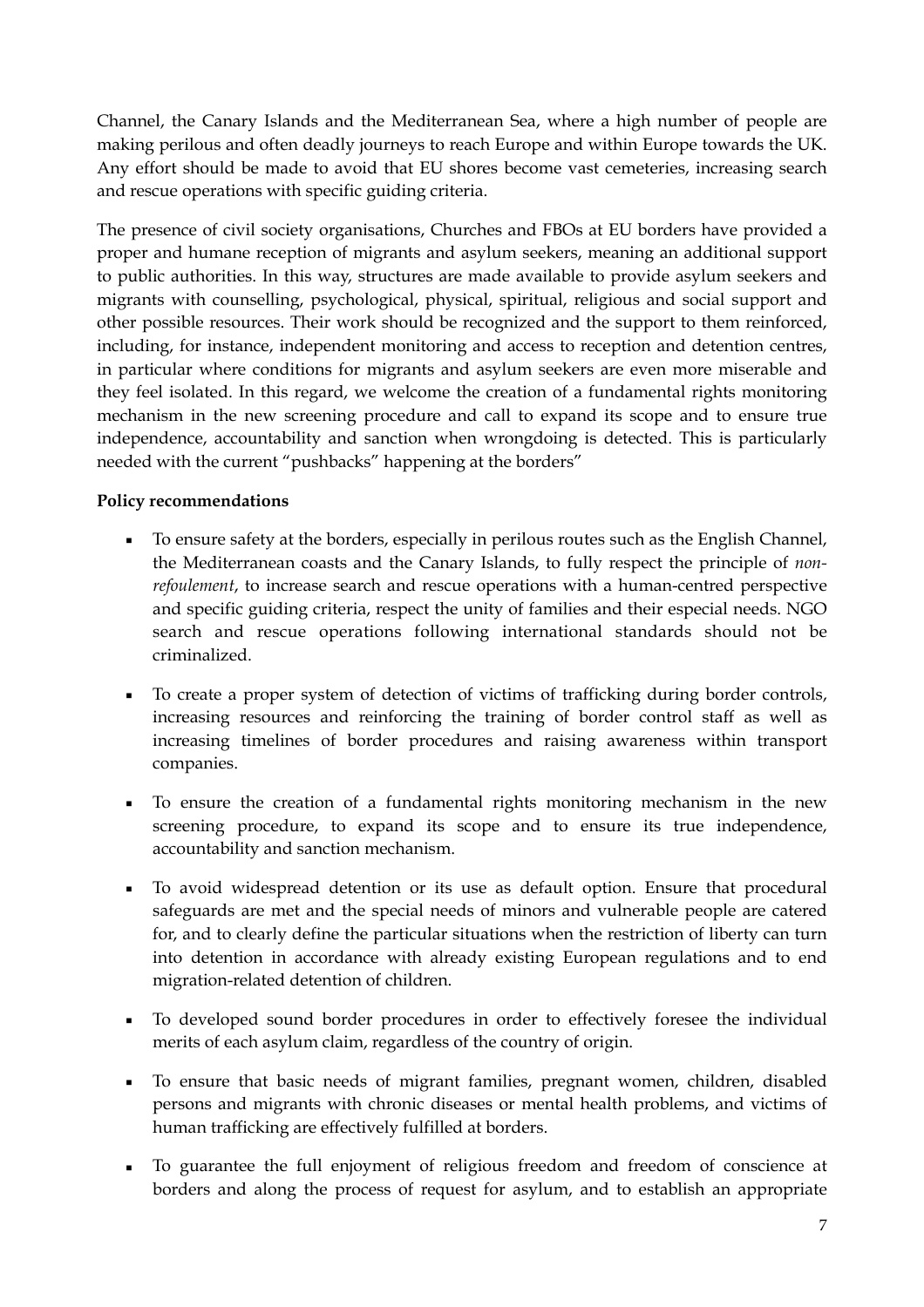Channel, the Canary Islands and the Mediterranean Sea, where a high number of people are making perilous and often deadly journeys to reach Europe and within Europe towards the UK. Any effort should be made to avoid that EU shores become vast cemeteries, increasing search and rescue operations with specific guiding criteria.

The presence of civil society organisations, Churches and FBOs at EU borders have provided a proper and humane reception of migrants and asylum seekers, meaning an additional support to public authorities. In this way, structures are made available to provide asylum seekers and migrants with counselling, psychological, physical, spiritual, religious and social support and other possible resources. Their work should be recognized and the support to them reinforced, including, for instance, independent monitoring and access to reception and detention centres, in particular where conditions for migrants and asylum seekers are even more miserable and they feel isolated. In this regard, we welcome the creation of a fundamental rights monitoring mechanism in the new screening procedure and call to expand its scope and to ensure true independence, accountability and sanction when wrongdoing is detected. This is particularly needed with the current "pushbacks" happening at the borders"

**Policy recommendations**

- To ensure safety at the borders, especially in perilous routes such as the English Channel, the Mediterranean coasts and the Canary Islands, to fully respect the principle of *non-refoulement*, to increase search and rescue operations with a human-centred perspective and specific guiding criteria, respect the unity of families and their especial needs. NGO search and rescue operations following international standards should not be criminalized.
- To create a proper system of detection of victims of trafficking during border controls, increasing resources and reinforcing the training of border control staff as well as increasing timelines of border procedures and raising awareness within transport companies.
- To ensure the creation of a fundamental rights monitoring mechanism in the new screening procedure, to expand its scope and to ensure its true independence, accountability and sanction mechanism.
- To avoid widespread detention or its use as default option. Ensure that procedural safeguards are met and the special needs of minors and vulnerable people are catered for, and to clearly define the particular situations when the restriction of liberty can turn into detention in accordance with already existing European regulations and to end migration-related detention of children.
- To developed sound border procedures in order to effectively foresee the individual merits of each asylum claim, regardless of the country of origin.
- To ensure that basic needs of migrant families, pregnant women, children, disabled persons and migrants with chronic diseases or mental health problems, and victims of human trafficking are effectively fulfilled at borders.
- To guarantee the full enjoyment of religious freedom and freedom of conscience at borders and along the process of request for asylum, and to establish an appropriate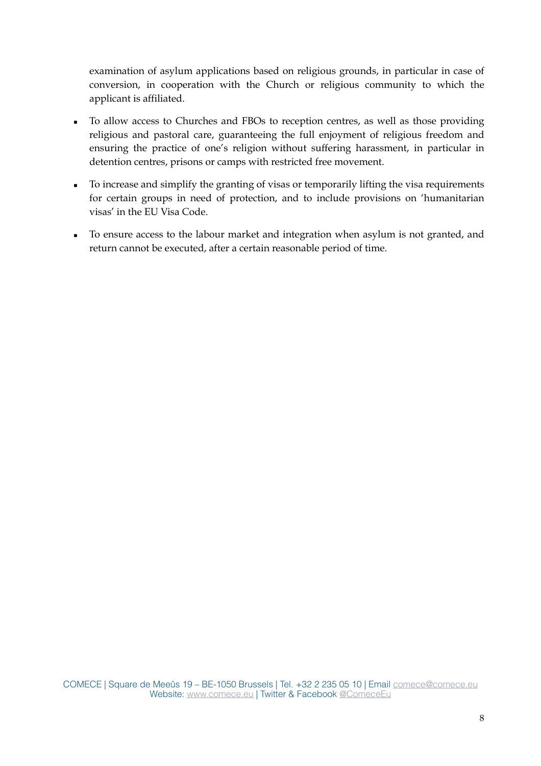examination of asylum applications based on religious grounds, in particular in case of conversion, in cooperation with the Church or religious community to which the applicant is affiliated.

- To allow access to Churches and FBOs to reception centres, as well as those providing religious and pastoral care, guaranteeing the full enjoyment of religious freedom and ensuring the practice of one's religion without suffering harassment, in particular in detention centres, prisons or camps with restricted free movement.

- To increase and simplify the granting of visas or temporarily lifting the visa requirements for certain groups in need of protection, and to include provisions on 'humanitarian visas' in the EU Visa Code.

- To ensure access to the labour market and integration when asylum is not granted, and return cannot be executed, after a certain reasonable period of time.